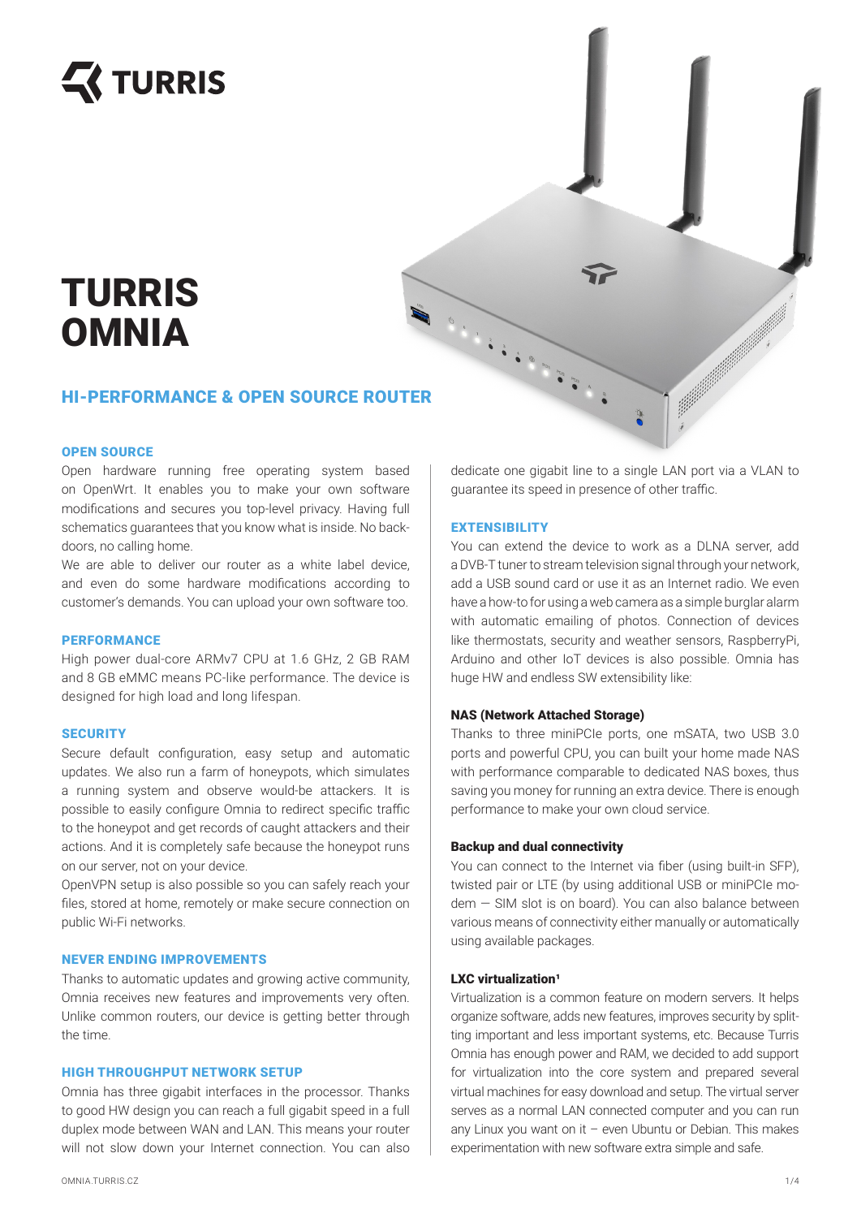TURRIS

# TURRIS OMNIA

## HI-PERFORMANCE & OPEN SOURCE ROUTER

### OPEN SOURCE

Open hardware running free operating system based on OpenWrt. It enables you to make your own software modifications and secures you top-level privacy. Having full schematics guarantees that you know what is inside. No backdoors, no calling home.

We are able to deliver our router as a white label device, and even do some hardware modifications according to customer's demands. You can upload your own software too.

### PERFORMANCE

High power dual-core ARMv7 CPU at 1.6 GHz, 2 GB RAM and 8 GB eMMC means PC-like performance. The device is designed for high load and long lifespan.

### SECURITY

Secure default configuration, easy setup and automatic updates. We also run a farm of honeypots, which simulates a running system and observe would-be attackers. It is possible to easily configure Omnia to redirect specific traffic to the honeypot and get records of caught attackers and their actions. And it is completely safe because the honeypot runs on our server, not on your device.

OpenVPN setup is also possible so you can safely reach your files, stored at home, remotely or make secure connection on public Wi-Fi networks.

### NEVER ENDING IMPROVEMENTS

Thanks to automatic updates and growing active community, Omnia receives new features and improvements very often. Unlike common routers, our device is getting better through the time.

### HIGH THROUGHPUT NETWORK SETUP

Omnia has three gigabit interfaces in the processor. Thanks to good HW design you can reach a full gigabit speed in a full duplex mode between WAN and LAN. This means your router will not slow down your Internet connection. You can also dedicate one gigabit line to a single LAN port via a VLAN to guarantee its speed in presence of other traffic.

### EXTENSIBILITY

You can extend the device to work as a DLNA server, add a DVB-T tuner to stream television signal through your network, add a USB sound card or use it as an Internet radio. We even have a how-to for using a web camera as a simple burglar alarm with automatic emailing of photos. Connection of devices like thermostats, security and weather sensors, RaspberryPi, Arduino and other IoT devices is also possible. Omnia has huge HW and endless SW extensibility like:

#### NAS (Network Attached Storage)

Thanks to three miniPCIe ports, one mSATA, two USB 3.0 ports and powerful CPU, you can built your home made NAS with performance comparable to dedicated NAS boxes, thus saving you money for running an extra device. There is enough performance to make your own cloud service.

#### Backup and dual connectivity

You can connect to the Internet via fiber (using built-in SFP), twisted pair or LTE (by using additional USB or miniPCIe modem — SIM slot is on board). You can also balance between various means of connectivity either manually or automatically using available packages.

#### LXC virtualization[1]

Virtualization is a common feature on modern servers. It helps organize software, adds new features, improves security by splitting important and less important systems, etc. Because Turris Omnia has enough power and RAM, we decided to add support for virtualization into the core system and prepared several virtual machines for easy download and setup. The virtual server serves as a normal LAN connected computer and you can run any Linux you want on it – even Ubuntu or Debian. This makes experimentation with new software extra simple and safe.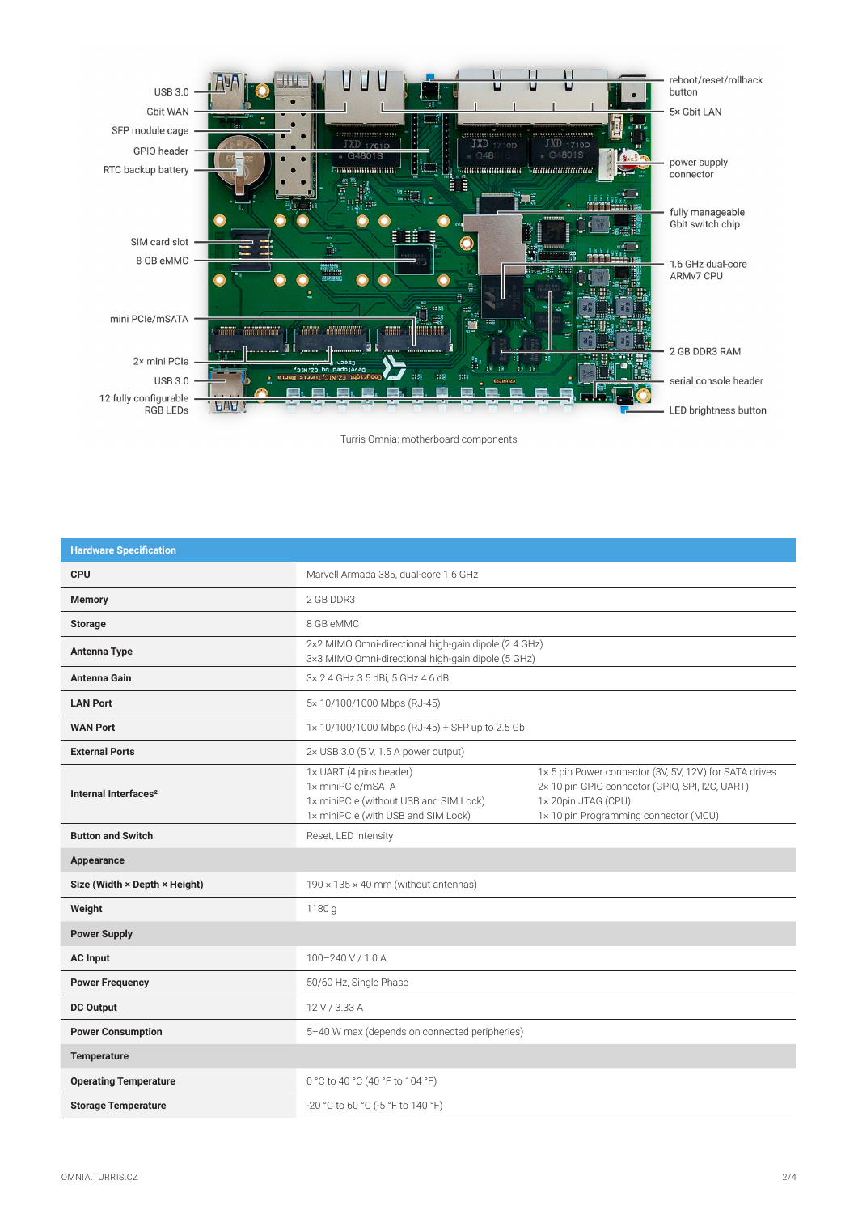USB 3.0

Gbit WAN

SFP module cage

GPIO header

RTC backup battery

SIM card slot

8 GB eMMC

mini PCIe/mSATA

2× mini PCIe

USB 3.0

12 fully configurable RGB LEDs

reboot/reset/rollback button

5× Gbit LAN

power supply connector

fully manageable Gbit switch chip

1.6 GHz dual-core ARMv7 CPU

2 GB DDR3 RAM

serial console header

LED brightness button

Turris Omnia: motherboard components

| Hardware Specification | | |
|---|---|---|
| **CPU** | Marvell Armada 385, dual-core 1.6 GHz | |
| **Memory** | 2 GB DDR3 | |
| **Storage** | 8 GB eMMC | |
| **Antenna Type** | 2x2 MIMO Omni-directional high-gain dipole (2.4 GHz)<br>3x3 MIMO Omni-directional high-gain dipole (5 GHz) | |
| **Antenna Gain** | 3x 2.4 GHz 3.5 dBi, 5 GHz 4.6 dBi | |
| **LAN Port** | 5× 10/100/1000 Mbps (RJ-45) | |
| **WAN Port** | 1× 10/100/1000 Mbps (RJ-45) + SFP up to 2.5 Gb | |
| **External Ports** | 2× USB 3.0 (5 V, 1.5 A power output) | |
| **Internal Interfaces²** | 1× UART (4 pins header)<br>1× miniPCIe/mSATA<br>1× miniPCIe (without USB and SIM Lock)<br>1× miniPCIe (with USB and SIM Lock) | 1× 5 pin Power connector (3V, 5V, 12V) for SATA drives<br>2× 10 pin GPIO connector (GPIO, SPI, I2C, UART)<br>1× 20pin JTAG (CPU)<br>1× 10 pin Programming connector (MCU) |
| **Button and Switch** | Reset, LED intensity | |
| **Appearance** | | |
| **Size (Width × Depth × Height)** | 190 × 135 × 40 mm (without antennas) | |
| **Weight** | 1180 g | |
| **Power Supply** | | |
| **AC Input** | 100–240 V / 1.0 A | |
| **Power Frequency** | 50/60 Hz, Single Phase | |
| **DC Output** | 12 V / 3.33 A | |
| **Power Consumption** | 5–40 W max (depends on connected peripheries) | |
| **Temperature** | | |
| **Operating Temperature** | 0 °C to 40 °C (40 °F to 104 °F) | |
| **Storage Temperature** | -20 °C to 60 °C (-5 °F to 140 °F) | |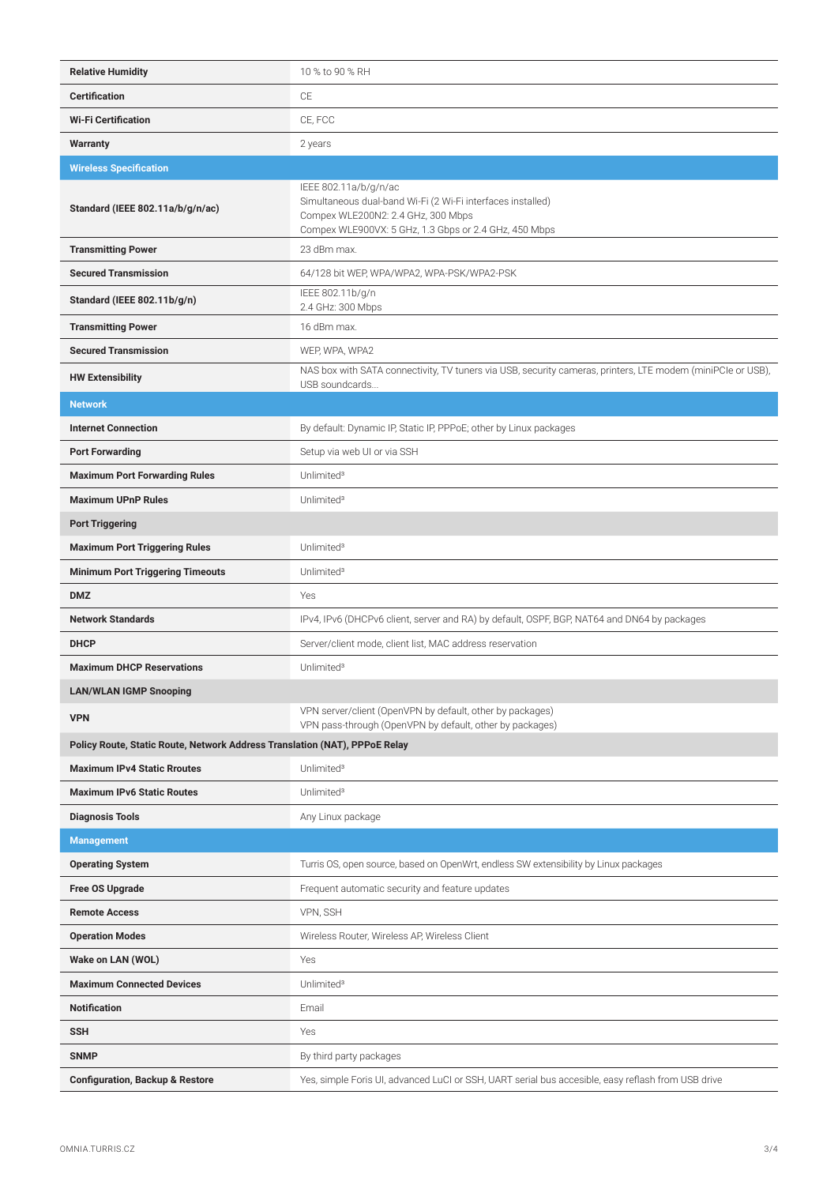| | |
|---|---|
| **Relative Humidity** | 10 % to 90 % RH |
| **Certification** | CE |
| **Wi-Fi Certification** | CE, FCC |
| **Warranty** | 2 years |
| **Wireless Specification** | |
| **Standard (IEEE 802.11a/b/g/n/ac)** | IEEE 802.11a/b/g/n/ac<br>Simultaneous dual-band Wi-Fi (2 Wi-Fi interfaces installed)<br>Compex WLE200N2: 2.4 GHz, 300 Mbps<br>Compex WLE900VX: 5 GHz, 1.3 Gbps or 2.4 GHz, 450 Mbps |
| **Transmitting Power** | 23 dBm max. |
| **Secured Transmission** | 64/128 bit WEP, WPA/WPA2, WPA-PSK/WPA2-PSK |
| **Standard (IEEE 802.11b/g/n)** | IEEE 802.11b/g/n<br>2.4 GHz: 300 Mbps |
| **Transmitting Power** | 16 dBm max. |
| **Secured Transmission** | WEP, WPA, WPA2 |
| **HW Extensibility** | NAS box with SATA connectivity, TV tuners via USB, security cameras, printers, LTE modem (miniPCIe or USB), USB soundcards... |
| **Network** | |
| **Internet Connection** | By default: Dynamic IP, Static IP, PPPoE; other by Linux packages |
| **Port Forwarding** | Setup via web UI or via SSH |
| **Maximum Port Forwarding Rules** | Unlimited[3] |
| **Maximum UPnP Rules** | Unlimited[3] |
| **Port Triggering** | |
| **Maximum Port Triggering Rules** | Unlimited[3] |
| **Minimum Port Triggering Timeouts** | Unlimited[3] |
| **DMZ** | Yes |
| **Network Standards** | IPv4, IPv6 (DHCPv6 client, server and RA) by default, OSPF, BGP, NAT64 and DN64 by packages |
| **DHCP** | Server/client mode, client list, MAC address reservation |
| **Maximum DHCP Reservations** | Unlimited[3] |
| **LAN/WLAN IGMP Snooping** | |
| **VPN** | VPN server/client (OpenVPN by default, other by packages)<br>VPN pass-through (OpenVPN by default, other by packages) |
| **Policy Route, Static Route, Network Address Translation (NAT), PPPoE Relay** | |
| **Maximum IPv4 Static Rroutes** | Unlimited[3] |
| **Maximum IPv6 Static Routes** | Unlimited[3] |
| **Diagnosis Tools** | Any Linux package |
| **Management** | |
| **Operating System** | Turris OS, open source, based on OpenWrt, endless SW extensibility by Linux packages |
| **Free OS Upgrade** | Frequent automatic security and feature updates |
| **Remote Access** | VPN, SSH |
| **Operation Modes** | Wireless Router, Wireless AP, Wireless Client |
| **Wake on LAN (WOL)** | Yes |
| **Maximum Connected Devices** | Unlimited[3] |
| **Notification** | Email |
| **SSH** | Yes |
| **SNMP** | By third party packages |
| **Configuration, Backup & Restore** | Yes, simple Foris UI, advanced LuCI or SSH, UART serial bus accesible, easy reflash from USB drive |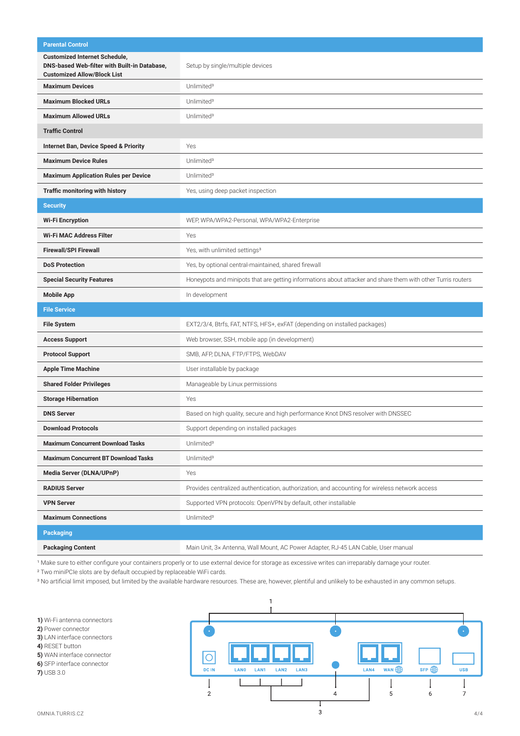| | |
|---|---|
| **Parental Control** | |
| **Customized Internet Schedule, DNS-based Web-filter with Built-in Database, Customized Allow/Block List** | Setup by single/multiple devices |
| **Maximum Devices** | Unlimited[3] |
| **Maximum Blocked URLs** | Unlimited[3] |
| **Maximum Allowed URLs** | Unlimited[3] |
| **Traffic Control** | |
| **Internet Ban, Device Speed & Priority** | Yes |
| **Maximum Device Rules** | Unlimited[3] |
| **Maximum Application Rules per Device** | Unlimited[3] |
| **Traffic monitoring with history** | Yes, using deep packet inspection |
| **Security** | |
| **Wi-Fi Encryption** | WEP, WPA/WPA2-Personal, WPA/WPA2-Enterprise |
| **Wi-Fi MAC Address Filter** | Yes |
| **Firewall/SPI Firewall** | Yes, with unlimited settings[3] |
| **DoS Protection** | Yes, by optional central-maintained, shared firewall |
| **Special Security Features** | Honeypots and minipots that are getting informations about attacker and share them with other Turris routers |
| **Mobile App** | In development |
| **File Service** | |
| **File System** | EXT2/3/4, Btrfs, FAT, NTFS, HFS+, exFAT (depending on installed packages) |
| **Access Support** | Web browser, SSH, mobile app (in development) |
| **Protocol Support** | SMB, AFP, DLNA, FTP/FTPS, WebDAV |
| **Apple Time Machine** | User installable by package |
| **Shared Folder Privileges** | Manageable by Linux permissions |
| **Storage Hibernation** | Yes |
| **DNS Server** | Based on high quality, secure and high performance Knot DNS resolver with DNSSEC |
| **Download Protocols** | Support depending on installed packages |
| **Maximum Concurrent Download Tasks** | Unlimited[3] |
| **Maximum Concurrent BT Download Tasks** | Unlimited[3] |
| **Media Server (DLNA/UPnP)** | Yes |
| **RADIUS Server** | Provides centralized authentication, authorization, and accounting for wireless network access |
| **VPN Server** | Supported VPN protocols: OpenVPN by default, other installable |
| **Maximum Connections** | Unlimited[3] |
| **Packaging** | |
| **Packaging Content** | Main Unit, 3× Antenna, Wall Mount, AC Power Adapter, RJ-45 LAN Cable, User manual |

[1] Make sure to either configure your containers properly or to use external device for storage as excessive writes can irreparably damage your router.
[2] Two miniPCIe slots are by default occupied by replaceable WiFi cards.
[3] No artificial limit imposed, but limited by the available hardware resources. These are, however, plentiful and unlikely to be exhausted in any common setups.

**1)** Wi-Fi antenna connectors
**2)** Power connector
**3)** LAN interface connectors
**4)** RESET button
**5)** WAN interface connector
**6)** SFP interface connector
**7)** USB 3.0

1

DC IN LAN0 LAN1 LAN2 LAN3 LAN4 WAN SFP USB

2 4 5 6 7

3